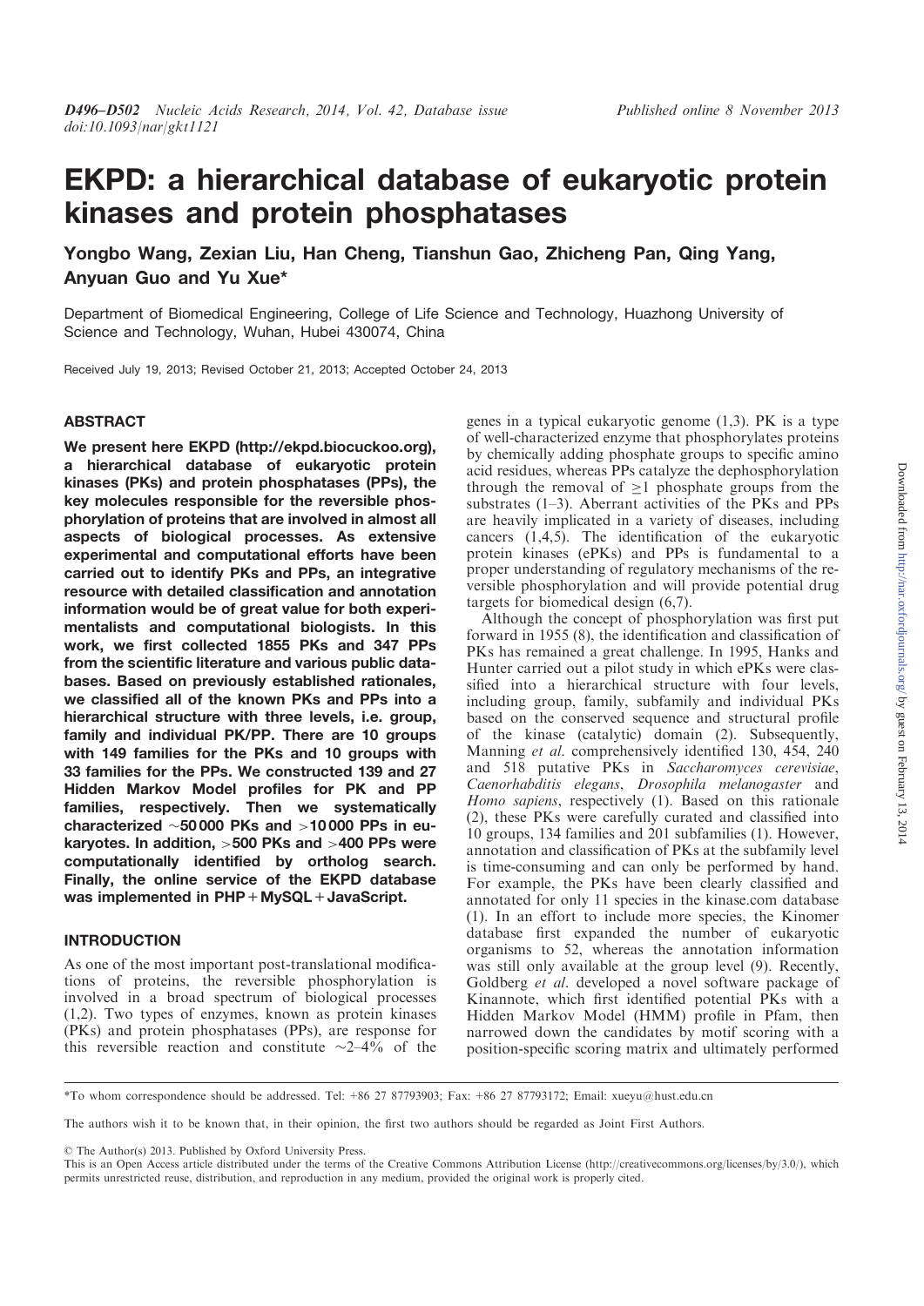# EKPD: a hierarchical database of eukaryotic protein kinases and protein phosphatases

**Yongbo Wang, Zexian Liu, Han Cheng, Tianshun Gao, Zhicheng Pan, Qing Yang, Anyuan Guo and Yu Xue***

Department of Biomedical Engineering, College of Life Science and Technology, Huazhong University of Science and Technology, Wuhan, Hubei 430074, China

Received July 19, 2013; Revised October 21, 2013; Accepted October 24, 2013

## ABSTRACT

**We present here EKPD (http://ekpd.biocuckoo.org), a hierarchical database of eukaryotic protein kinases (PKs) and protein phosphatases (PPs), the key molecules responsible for the reversible phosphorylation of proteins that are involved in almost all aspects of biological processes. As extensive experimental and computational efforts have been carried out to identify PKs and PPs, an integrative resource with detailed classification and annotation information would be of great value for both experimentalists and computational biologists. In this work, we first collected 1855 PKs and 347 PPs from the scientific literature and various public databases. Based on previously established rationales, we classified all of the known PKs and PPs into a hierarchical structure with three levels, i.e. group, family and individual PK/PP. There are 10 groups with 149 families for the PKs and 10 groups with 33 families for the PPs. We constructed 139 and 27 Hidden Markov Model profiles for PK and PP families, respectively. Then we systematically characterized ~50 000 PKs and >10 000 PPs in eukaryotes. In addition, >500 PKs and >400 PPs were computationally identified by ortholog search. Finally, the online service of the EKPD database was implemented in PHP + MySQL + JavaScript.**

## INTRODUCTION

As one of the most important post-translational modifications of proteins, the reversible phosphorylation is involved in a broad spectrum of biological processes (1,2). Two types of enzymes, known as protein kinases (PKs) and protein phosphatases (PPs), are response for this reversible reaction and constitute ~2–4% of the genes in a typical eukaryotic genome (1,3). PK is a type of well-characterized enzyme that phosphorylates proteins by chemically adding phosphate groups to specific amino acid residues, whereas PPs catalyze the dephosphorylation through the removal of $\geq$1 phosphate groups from the substrates (1–3). Aberrant activities of the PKs and PPs are heavily implicated in a variety of diseases, including cancers (1,4,5). The identification of the eukaryotic protein kinases (ePKs) and PPs is fundamental to a proper understanding of regulatory mechanisms of the reversible phosphorylation and will provide potential drug targets for biomedical design (6,7).

Although the concept of phosphorylation was first put forward in 1955 (8), the identification and classification of PKs has remained a great challenge. In 1995, Hanks and Hunter carried out a pilot study in which ePKs were classified into a hierarchical structure with four levels, including group, family, subfamily and individual PKs based on the conserved sequence and structural profile of the kinase (catalytic) domain (2). Subsequently, Manning *et al.* comprehensively identified 130, 454, 240 and 518 putative PKs in *Saccharomyces cerevisiae*, *Caenorhabditis elegans*, *Drosophila melanogaster* and *Homo sapiens*, respectively (1). Based on this rationale (2), these PKs were carefully curated and classified into 10 groups, 134 families and 201 subfamilies (1). However, annotation and classification of PKs at the subfamily level is time-consuming and can only be performed by hand. For example, the PKs have been clearly classified and annotated for only 11 species in the kinase.com database (1). In an effort to include more species, the Kinomer database first expanded the number of eukaryotic organisms to 52, whereas the annotation information was still only available at the group level (9). Recently, Goldberg *et al.* developed a novel software package of Kinannote, which first identified potential PKs with a Hidden Markov Model (HMM) profile in Pfam, then narrowed down the candidates by motif scoring with a position-specific scoring matrix and ultimately performed

*To whom correspondence should be addressed. Tel: +86 27 87793903; Fax: +86 27 87793172; Email: xueyu@hust.edu.cn

The authors wish it to be known that, in their opinion, the first two authors should be regarded as Joint First Authors.

© The Author(s) 2013. Published by Oxford University Press.
This is an Open Access article distributed under the terms of the Creative Commons Attribution License (http://creativecommons.org/licenses/by/3.0/), which permits unrestricted reuse, distribution, and reproduction in any medium, provided the original work is properly cited.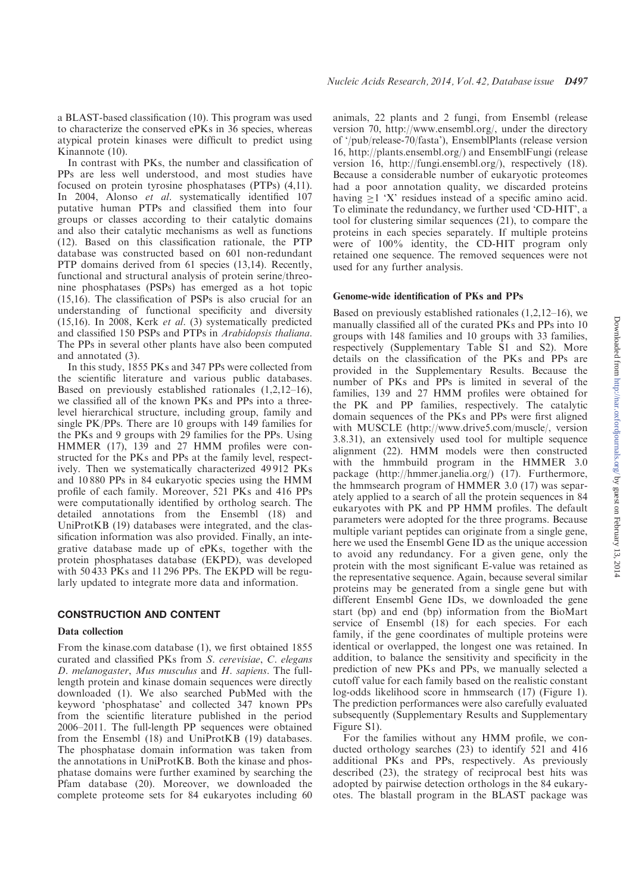a BLAST-based classification (10). This program was used to characterize the conserved ePKs in 36 species, whereas atypical protein kinases were difficult to predict using Kinannote (10).

In contrast with PKs, the number and classification of PPs are less well understood, and most studies have focused on protein tyrosine phosphatases (PTPs) (4,11). In 2004, Alonso *et al.* systematically identified 107 putative human PTPs and classified them into four groups or classes according to their catalytic domains and also their catalytic mechanisms as well as functions (12). Based on this classification rationale, the PTP database was constructed based on 601 non-redundant PTP domains derived from 61 species (13,14). Recently, functional and structural analysis of protein serine/threonine phosphatases (PSPs) has emerged as a hot topic (15,16). The classification of PSPs is also crucial for an understanding of functional specificity and diversity (15,16). In 2008, Kerk *et al.* (3) systematically predicted and classified 150 PSPs and PTPs in *Arabidopsis thaliana*. The PPs in several other plants have also been computed and annotated (3).

In this study, 1855 PKs and 347 PPs were collected from the scientific literature and various public databases. Based on previously established rationales (1,2,12–16), we classified all of the known PKs and PPs into a three-level hierarchical structure, including group, family and single PK/PPs. There are 10 groups with 149 families for the PKs and 9 groups with 29 families for the PPs. Using HMMER (17), 139 and 27 HMM profiles were constructed for the PKs and PPs at the family level, respectively. Then we systematically characterized 49 912 PKs and 10 880 PPs in 84 eukaryotic species using the HMM profile of each family. Moreover, 521 PKs and 416 PPs were computationally identified by ortholog search. The detailed annotations from the Ensembl (18) and UniProtKB (19) databases were integrated, and the classification information was also provided. Finally, an integrative database made up of ePKs, together with the protein phosphatases database (EKPD), was developed with 50 433 PKs and 11 296 PPs. The EKPD will be regularly updated to integrate more data and information.

## CONSTRUCTION AND CONTENT

### Data collection

From the kinase.com database (1), we first obtained 1855 curated and classified PKs from *S. cerevisiae*, *C. elegans* *D. melanogaster*, *Mus musculus* and *H. sapiens*. The full-length protein and kinase domain sequences were directly downloaded (1). We also searched PubMed with the keyword 'phosphatase' and collected 347 known PPs from the scientific literature published in the period 2006–2011. The full-length PP sequences were obtained from the Ensembl (18) and UniProtKB (19) databases. The phosphatase domain information was taken from the annotations in UniProtKB. Both the kinase and phosphatase domains were further examined by searching the Pfam database (20). Moreover, we downloaded the complete proteome sets for 84 eukaryotes including 60 animals, 22 plants and 2 fungi, from Ensembl (release version 70, http://www.ensembl.org/, under the directory of '/pub/release-70/fasta'), EnsemblPlants (release version 16, http://plants.ensembl.org/) and EnsemblFungi (release version 16, http://fungi.ensembl.org/), respectively (18). Because a considerable number of eukaryotic proteomes had a poor annotation quality, we discarded proteins having $\geq$1 'X' residues instead of a specific amino acid. To eliminate the redundancy, we further used 'CD-HIT', a tool for clustering similar sequences (21), to compare the proteins in each species separately. If multiple proteins were of 100% identity, the CD-HIT program only retained one sequence. The removed sequences were not used for any further analysis.

### Genome-wide identification of PKs and PPs

Based on previously established rationales (1,2,12–16), we manually classified all of the curated PKs and PPs into 10 groups with 148 families and 10 groups with 33 families, respectively (Supplementary Table S1 and S2). More details on the classification of the PKs and PPs are provided in the Supplementary Results. Because the number of PKs and PPs is limited in several of the families, 139 and 27 HMM profiles were obtained for the PK and PP families, respectively. The catalytic domain sequences of the PKs and PPs were first aligned with MUSCLE (http://www.drive5.com/muscle/, version 3.8.31), an extensively used tool for multiple sequence alignment (22). HMM models were then constructed with the hmmbuild program in the HMMER 3.0 package (http://hmmer.janelia.org/) (17). Furthermore, the hmmsearch program of HMMER 3.0 (17) was separately applied to a search of all the protein sequences in 84 eukaryotes with PK and PP HMM profiles. The default parameters were adopted for the three programs. Because multiple variant peptides can originate from a single gene, here we used the Ensembl Gene ID as the unique accession to avoid any redundancy. For a given gene, only the protein with the most significant E-value was retained as the representative sequence. Again, because several similar proteins may be generated from a single gene but with different Ensembl Gene IDs, we downloaded the gene start (bp) and end (bp) information from the BioMart service of Ensembl (18) for each species. For each family, if the gene coordinates of multiple proteins were identical or overlapped, the longest one was retained. In addition, to balance the sensitivity and specificity in the prediction of new PKs and PPs, we manually selected a cutoff value for each family based on the realistic constant log-odds likelihood score in hmmsearch (17) (Figure 1). The prediction performances were also carefully evaluated subsequently (Supplementary Results and Supplementary Figure S1).

For the families without any HMM profile, we conducted orthology searches (23) to identify 521 and 416 additional PKs and PPs, respectively. As previously described (23), the strategy of reciprocal best hits was adopted by pairwise detection orthologs in the 84 eukaryotes. The blastall program in the BLAST package was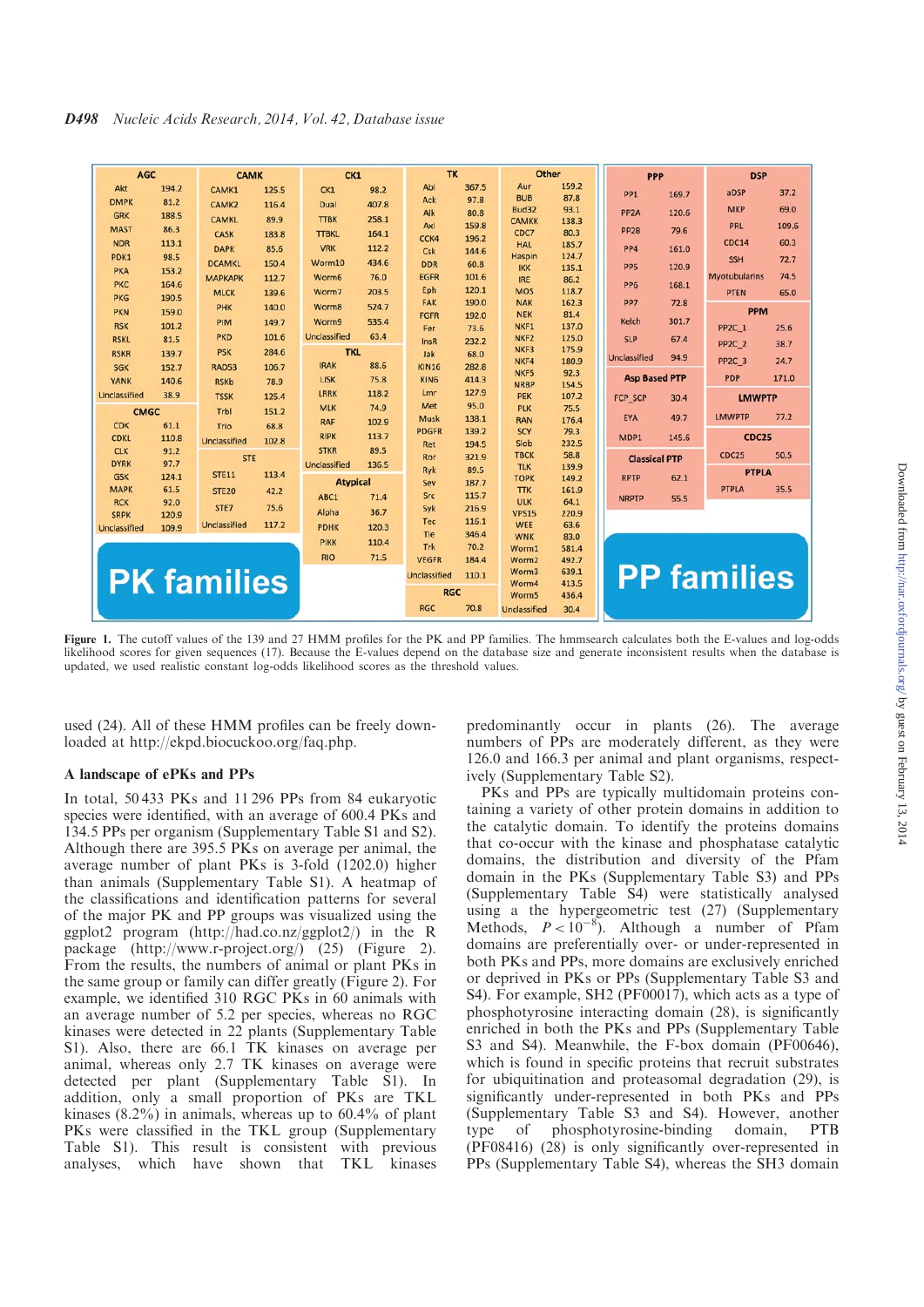**PK families**

| Group | Family | Cutoff |
|---|---|---|
| AGC | Akt | 194.2 |
| AGC | DMPK | 81.2 |
| AGC | GRK | 188.5 |
| AGC | MAST | 86.3 |
| AGC | NDR | 113.1 |
| AGC | PDK1 | 98.5 |
| AGC | PKA | 153.2 |
| AGC | PKC | 164.6 |
| AGC | PKG | 190.5 |
| AGC | PKN | 159.0 |
| AGC | RSK | 101.2 |
| AGC | RSKL | 81.5 |
| AGC | RSKR | 139.7 |
| AGC | SGK | 152.7 |
| AGC | YANK | 140.6 |
| AGC | Unclassified | 38.9 |
| CMGC | CDK | 61.1 |
| CMGC | CDKL | 110.8 |
| CMGC | CLK | 91.2 |
| CMGC | DYRK | 97.7 |
| CMGC | GSK | 124.1 |
| CMGC | MAPK | 61.5 |
| CMGC | RCK | 92.0 |
| CMGC | SRPK | 120.9 |
| CMGC | Unclassified | 109.9 |
| CAMK | CAMK1 | 125.5 |
| CAMK | CAMK2 | 116.4 |
| CAMK | CAMKL | 89.9 |
| CAMK | CASK | 183.8 |
| CAMK | DAPK | 85.6 |
| CAMK | DCAMKL | 150.4 |
| CAMK | MAPKAPK | 112.7 |
| CAMK | MLCK | 139.6 |
| CAMK | PHK | 140.0 |
| CAMK | PIM | 149.7 |
| CAMK | PKD | 101.6 |
| CAMK | PSK | 284.6 |
| CAMK | RAD53 | 106.7 |
| CAMK | RSKb | 78.9 |
| CAMK | TSSK | 125.4 |
| CAMK | Trbl | 151.2 |
| CAMK | Trio | 68.8 |
| CAMK | Unclassified | 102.8 |
| STE | STE11 | 113.4 |
| STE | STE20 | 42.2 |
| STE | STE7 | 75.6 |
| STE | Unclassified | 117.2 |
| CK1 | CK1 | 98.2 |
| CK1 | Dual | 407.8 |
| CK1 | TTBK | 258.1 |
| CK1 | TTBKL | 164.1 |
| CK1 | VRK | 112.2 |
| CK1 | Worm10 | 434.6 |
| CK1 | Worm6 | 76.0 |
| CK1 | Worm7 | 203.5 |
| CK1 | Worm8 | 524.7 |
| CK1 | Worm9 | 535.4 |
| CK1 | Unclassified | 63.4 |
| TKL | IRAK | 88.6 |
| TKL | LISK | 75.8 |
| TKL | LRRK | 118.2 |
| TKL | MLK | 74.9 |
| TKL | RAF | 102.9 |
| TKL | RIPK | 113.7 |
| TKL | STKR | 89.5 |
| TKL | Unclassified | 136.5 |
| Atypical | ABC1 | 71.4 |
| Atypical | Alpha | 36.7 |
| Atypical | PDHK | 120.3 |
| Atypical | PIKK | 110.4 |
| Atypical | RIO | 71.5 |
| TK | Abl | 367.5 |
| TK | Ack | 97.8 |
| TK | Alk | 80.8 |
| TK | Axl | 159.8 |
| TK | CCK4 | 196.2 |
| TK | Csk | 144.6 |
| TK | DDR | 60.8 |
| TK | EGFR | 101.6 |
| TK | Eph | 120.1 |
| TK | FAK | 190.0 |
| TK | FGFR | 192.0 |
| TK | Fer | 73.6 |
| TK | InsR | 232.2 |
| TK | Jak | 68.0 |
| TK | KIN16 | 282.8 |
| TK | KIN6 | 414.3 |
| TK | Lmr | 127.9 |
| TK | Met | 95.0 |
| TK | Musk | 138.1 |
| TK | PDGFR | 139.2 |
| TK | Ret | 194.5 |
| TK | Ror | 321.9 |
| TK | Ryk | 89.5 |
| TK | Sev | 187.7 |
| TK | Src | 115.7 |
| TK | Syk | 216.9 |
| TK | Tec | 116.1 |
| TK | Tie | 346.4 |
| TK | Trk | 70.2 |
| TK | VEGFR | 184.4 |
| TK | Unclassified | 110.1 |
| RGC | RGC | 70.8 |
| Other | Aur | 159.2 |
| Other | BUB | 87.8 |
| Other | Bud32 | 93.1 |
| Other | CAMKK | 138.3 |
| Other | CDC7 | 80.3 |
| Other | HAL | 185.7 |
| Other | Haspin | 124.7 |
| Other | IKK | 135.1 |
| Other | IRE | 86.2 |
| Other | MOS | 118.7 |
| Other | NAK | 162.3 |
| Other | NEK | 81.4 |
| Other | NKF1 | 137.0 |
| Other | NKF2 | 125.0 |
| Other | NKF3 | 175.9 |
| Other | NKF4 | 180.9 |
| Other | NKF5 | 92.3 |
| Other | NRBP | 154.5 |
| Other | PEK | 107.2 |
| Other | PLK | 75.5 |
| Other | RAN | 176.4 |
| Other | SCY | 79.3 |
| Other | Slob | 232.5 |
| Other | TBCK | 58.8 |
| Other | TLK | 139.9 |
| Other | TOPK | 149.2 |
| Other | TTK | 161.9 |
| Other | ULK | 64.1 |
| Other | VPS15 | 220.9 |
| Other | WEE | 63.6 |
| Other | WNK | 83.0 |
| Other | Worm1 | 581.4 |
| Other | Worm2 | 492.7 |
| Other | Worm3 | 639.1 |
| Other | Worm4 | 413.5 |
| Other | Worm5 | 436.4 |
| Other | Unclassified | 30.4 |

**PP families**

| Group | Family | Cutoff |
|---|---|---|
| PPP | PP1 | 169.7 |
| PPP | PP2A | 120.6 |
| PPP | PP2B | 79.6 |
| PPP | PP4 | 161.0 |
| PPP | PP5 | 120.9 |
| PPP | PP6 | 168.1 |
| PPP | PP7 | 72.8 |
| PPP | Kelch | 301.7 |
| PPP | SLP | 67.4 |
| PPP | Unclassified | 94.9 |
| Asp Based PTP | FCP_SCP | 30.4 |
| Asp Based PTP | EYA | 49.7 |
| Asp Based PTP | MDP1 | 145.6 |
| Classical PTP | RPTP | 62.1 |
| Classical PTP | NRPTP | 55.5 |
| DSP | aDSP | 37.2 |
| DSP | MKP | 69.0 |
| DSP | PRL | 109.6 |
| DSP | CDC14 | 60.3 |
| DSP | SSH | 72.7 |
| DSP | Myotubularins | 74.5 |
| DSP | PTEN | 65.0 |
| PPM | PP2C_1 | 25.6 |
| PPM | PP2C_2 | 38.7 |
| PPM | PP2C_3 | 24.7 |
| PPM | PDP | 171.0 |
| LMWPTP | LMWPTP | 77.2 |
| CDC25 | CDC25 | 50.5 |
| PTPLA | PTPLA | 35.5 |

**Figure 1.** The cutoff values of the 139 and 27 HMM profiles for the PK and PP families. The hmmsearch calculates both the E-values and log-odds likelihood scores for given sequences (17). Because the E-values depend on the database size and generate inconsistent results when the database is updated, we used realistic constant log-odds likelihood scores as the threshold values.

used (24). All of these HMM profiles can be freely downloaded at http://ekpd.biocuckoo.org/faq.php.

### A landscape of ePKs and PPs

In total, 50 433 PKs and 11 296 PPs from 84 eukaryotic species were identified, with an average of 600.4 PKs and 134.5 PPs per organism (Supplementary Table S1 and S2). Although there are 395.5 PKs on average per animal, the average number of plant PKs is 3-fold (1202.0) higher than animals (Supplementary Table S1). A heatmap of the classifications and identification patterns for several of the major PK and PP groups was visualized using the ggplot2 program (http://had.co.nz/ggplot2/) in the R package (http://www.r-project.org/) (25) (Figure 2). From the results, the numbers of animal or plant PKs in the same group or family can differ greatly (Figure 2). For example, we identified 310 RGC PKs in 60 animals with an average number of 5.2 per species, whereas no RGC kinases were detected in 22 plants (Supplementary Table S1). Also, there are 66.1 TK kinases on average per animal, whereas only 2.7 TK kinases on average were detected per plant (Supplementary Table S1). In addition, only a small proportion of PKs are TKL kinases (8.2%) in animals, whereas up to 60.4% of plant PKs were classified in the TKL group (Supplementary Table S1). This result is consistent with previous analyses, which have shown that TKL kinases predominantly occur in plants (26). The average numbers of PPs are moderately different, as they were 126.0 and 166.3 per animal and plant organisms, respectively (Supplementary Table S2).

PKs and PPs are typically multidomain proteins containing a variety of other protein domains in addition to the catalytic domain. To identify the proteins domains that co-occur with the kinase and phosphatase catalytic domains, the distribution and diversity of the Pfam domain in the PKs (Supplementary Table S3) and PPs (Supplementary Table S4) were statistically analysed using a the hypergeometric test (27) (Supplementary Methods, $P < 10^{-8}$). Although a number of Pfam domains are preferentially over- or under-represented in both PKs and PPs, more domains are exclusively enriched or deprived in PKs or PPs (Supplementary Table S3 and S4). For example, SH2 (PF00017), which acts as a type of phosphotyrosine interacting domain (28), is significantly enriched in both the PKs and PPs (Supplementary Table S3 and S4). Meanwhile, the F-box domain (PF00646), which is found in specific proteins that recruit substrates for ubiquitination and proteasomal degradation (29), is significantly under-represented in both PKs and PPs (Supplementary Table S3 and S4). However, another type of phosphotyrosine-binding domain, PTB (PF08416) (28) is only significantly over-represented in PPs (Supplementary Table S4), whereas the SH3 domain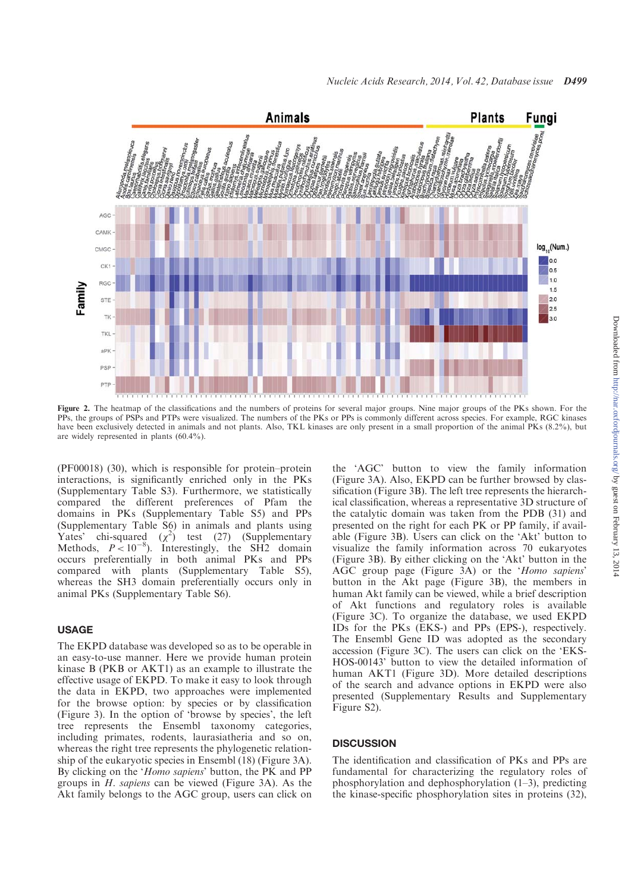**Figure 2.** The heatmap of the classifications and the numbers of proteins for several major groups. Nine major groups of the PKs shown. For the PPs, the groups of PSPs and PTPs were visualized. The numbers of the PKs or PPs is commonly different across species. For example, RGC kinases have been exclusively detected in animals and not plants. Also, TKL kinases are only present in a small proportion of the animal PKs (8.2%), but are widely represented in plants (60.4%).

(PF00018) (30), which is responsible for protein–protein interactions, is significantly enriched only in the PKs (Supplementary Table S3). Furthermore, we statistically compared the different preferences of Pfam the domains in PKs (Supplementary Table S5) and PPs (Supplementary Table S6) in animals and plants using Yates' chi-squared ($\chi^2$) test (27) (Supplementary Methods, $P < 10^{-8}$). Interestingly, the SH2 domain occurs preferentially in both animal PKs and PPs compared with plants (Supplementary Table S5), whereas the SH3 domain preferentially occurs only in animal PKs (Supplementary Table S6).

## USAGE

The EKPD database was developed so as to be operable in an easy-to-use manner. Here we provide human protein kinase B (PKB or AKT1) as an example to illustrate the effective usage of EKPD. To make it easy to look through the data in EKPD, two approaches were implemented for the browse option: by species or by classification (Figure 3). In the option of 'browse by species', the left tree represents the Ensembl taxonomy categories, including primates, rodents, laurasiatheria and so on, whereas the right tree represents the phylogenetic relationship of the eukaryotic species in Ensembl (18) (Figure 3A). By clicking on the '*Homo sapiens*' button, the PK and PP groups in *H. sapiens* can be viewed (Figure 3A). As the Akt family belongs to the AGC group, users can click on the 'AGC' button to view the family information (Figure 3A). Also, EKPD can be further browsed by classification (Figure 3B). The left tree represents the hierarchical classification, whereas a representative 3D structure of the catalytic domain was taken from the PDB (31) and presented on the right for each PK or PP family, if available (Figure 3B). Users can click on the 'Akt' button to visualize the family information across 70 eukaryotes (Figure 3B). By either clicking on the 'Akt' button in the AGC group page (Figure 3A) or the '*Homo sapiens*' button in the Akt page (Figure 3B), the members in human Akt family can be viewed, while a brief description of Akt functions and regulatory roles is available (Figure 3C). To organize the database, we used EKPD IDs for the PKs (EKS-) and PPs (EPS-), respectively. The Ensembl Gene ID was adopted as the secondary accession (Figure 3C). The users can click on the 'EKS-HOS-00143' button to view the detailed information of human AKT1 (Figure 3D). More detailed descriptions of the search and advance options in EKPD were also presented (Supplementary Results and Supplementary Figure S2).

## DISCUSSION

The identification and classification of PKs and PPs are fundamental for characterizing the regulatory roles of phosphorylation and dephosphorylation (1–3), predicting the kinase-specific phosphorylation sites in proteins (32),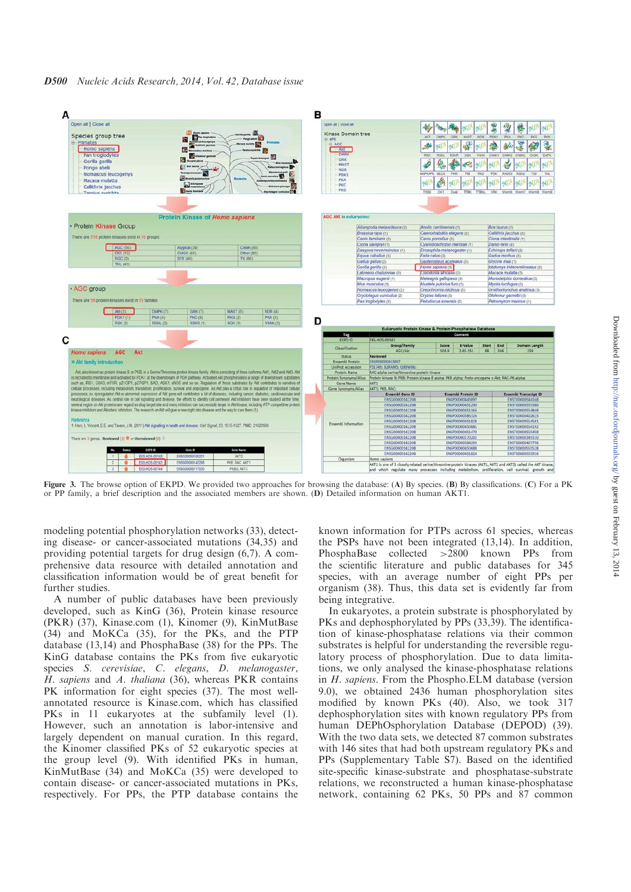Figure 3. The browse option of EKPD. We provided two approaches for browsing the database: (A) By species. (B) By classifications. (C) For a PK or PP family, a brief description and the associated members are shown. (D) Detailed information on human AKT1.

modeling potential phosphorylation networks (33), detecting disease- or cancer-associated mutations (34,35) and providing potential targets for drug design (6,7). A comprehensive data resource with detailed annotation and classification information would be of great benefit for further studies.

A number of public databases have been previously developed, such as KinG (36), Protein kinase resource (PKR) (37), Kinase.com (1), Kinomer (9), KinMutBase (34) and MoKCa (35), for the PKs, and the PTP database (13,14) and PhosphaBase (38) for the PPs. The KinG database contains the PKs from five eukaryotic species *S. cerevisiae*, *C. elegans*, *D. melanogaster*, *H. sapiens* and *A. thaliana* (36), whereas PKR contains PK information for eight species (37). The most well-annotated resource is Kinase.com, which has classified PKs in 11 eukaryotes at the subfamily level (1). However, such an annotation is labor-intensive and largely dependent on manual curation. In this regard, the Kinomer classified PKs of 52 eukaryotic species at the group level (9). With identified PKs in human, KinMutBase (34) and MoKCa (35) were developed to contain disease- or cancer-associated mutations in PKs, respectively. For PPs, the PTP database contains the known information for PTPs across 61 species, whereas the PSPs have not been integrated (13,14). In addition, PhosphaBase collected >2800 known PPs from the scientific literature and public databases for 345 species, with an average number of eight PPs per organism (38). Thus, this data set is evidently far from being integrative.

In eukaryotes, a protein substrate is phosphorylated by PKs and dephosphorylated by PPs (33,39). The identification of kinase-phosphatase relations via their common substrates is helpful for understanding the reversible regulatory process of phosphorylation. Due to data limitations, we only analysed the kinase-phosphatase relations in *H. sapiens*. From the Phospho.ELM database (version 9.0), we obtained 2436 human phosphorylation sites modified by known PKs (40). Also, we took 317 dephosphorylation sites with known regulatory PPs from human DEPhOsphorylation Database (DEPOD) (39). With the two data sets, we detected 87 common substrates with 146 sites that had both upstream regulatory PKs and PPs (Supplementary Table S7). Based on the identified site-specific kinase-substrate and phosphatase-substrate relations, we reconstructed a human kinase-phosphatase network, containing 62 PKs, 50 PPs and 87 common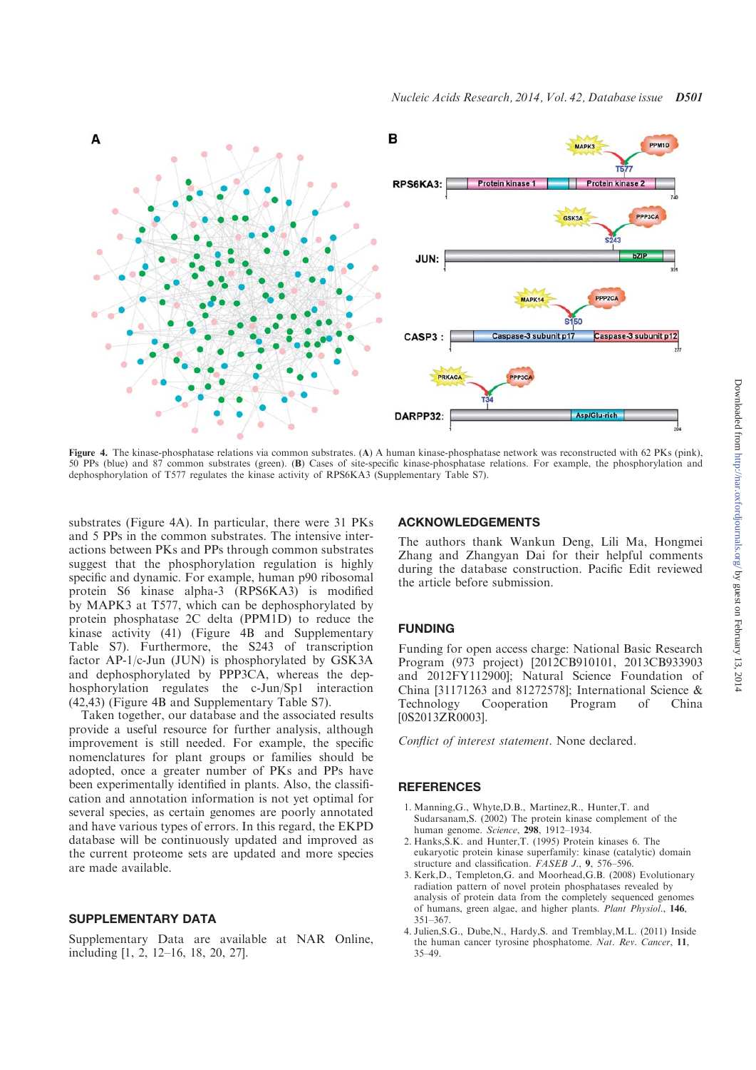Figure 4. The kinase-phosphatase relations via common substrates. (A) A human kinase-phosphatase network was reconstructed with 62 PKs (pink), 50 PPs (blue) and 87 common substrates (green). (B) Cases of site-specific kinase-phosphatase relations. For example, the phosphorylation and dephosphorylation of T577 regulates the kinase activity of RPS6KA3 (Supplementary Table S7).

substrates (Figure 4A). In particular, there were 31 PKs and 5 PPs in the common substrates. The intensive interactions between PKs and PPs through common substrates suggest that the phosphorylation regulation is highly specific and dynamic. For example, human p90 ribosomal protein S6 kinase alpha-3 (RPS6KA3) is modified by MAPK3 at T577, which can be dephosphorylated by protein phosphatase 2C delta (PPM1D) to reduce the kinase activity (41) (Figure 4B and Supplementary Table S7). Furthermore, the S243 of transcription factor AP-1/c-Jun (JUN) is phosphorylated by GSK3A and dephosphorylated by PPP3CA, whereas the dephosphorylation regulates the c-Jun/Sp1 interaction (42,43) (Figure 4B and Supplementary Table S7).

Taken together, our database and the associated results provide a useful resource for further analysis, although improvement is still needed. For example, the specific nomenclatures for plant groups or families should be adopted, once a greater number of PKs and PPs have been experimentally identified in plants. Also, the classification and annotation information is not yet optimal for several species, as certain genomes are poorly annotated and have various types of errors. In this regard, the EKPD database will be continuously updated and improved as the current proteome sets are updated and more species are made available.

## SUPPLEMENTARY DATA

Supplementary Data are available at NAR Online, including [1, 2, 12–16, 18, 20, 27].

## ACKNOWLEDGEMENTS

The authors thank Wankun Deng, Lili Ma, Hongmei Zhang and Zhangyan Dai for their helpful comments during the database construction. Pacific Edit reviewed the article before submission.

## FUNDING

Funding for open access charge: National Basic Research Program (973 project) [2012CB910101, 2013CB933903 and 2012FY112900]; Natural Science Foundation of China [31171263 and 81272578]; International Science & Technology Cooperation Program of China [0S2013ZR0003].

*Conflict of interest statement*. None declared.

## REFERENCES

1. Manning,G., Whyte,D.B., Martinez,R., Hunter,T. and Sudarsanam,S. (2002) The protein kinase complement of the human genome. *Science*, **298**, 1912–1934.
2. Hanks,S.K. and Hunter,T. (1995) Protein kinases 6. The eukaryotic protein kinase superfamily: kinase (catalytic) domain structure and classification. *FASEB J.*, **9**, 576–596.
3. Kerk,D., Templeton,G. and Moorhead,G.B. (2008) Evolutionary radiation pattern of novel protein phosphatases revealed by analysis of protein data from the completely sequenced genomes of humans, green algae, and higher plants. *Plant Physiol.*, **146**, 351–367.
4. Julien,S.G., Dube,N., Hardy,S. and Tremblay,M.L. (2011) Inside the human cancer tyrosine phosphatome. *Nat. Rev. Cancer*, **11**, 35–49.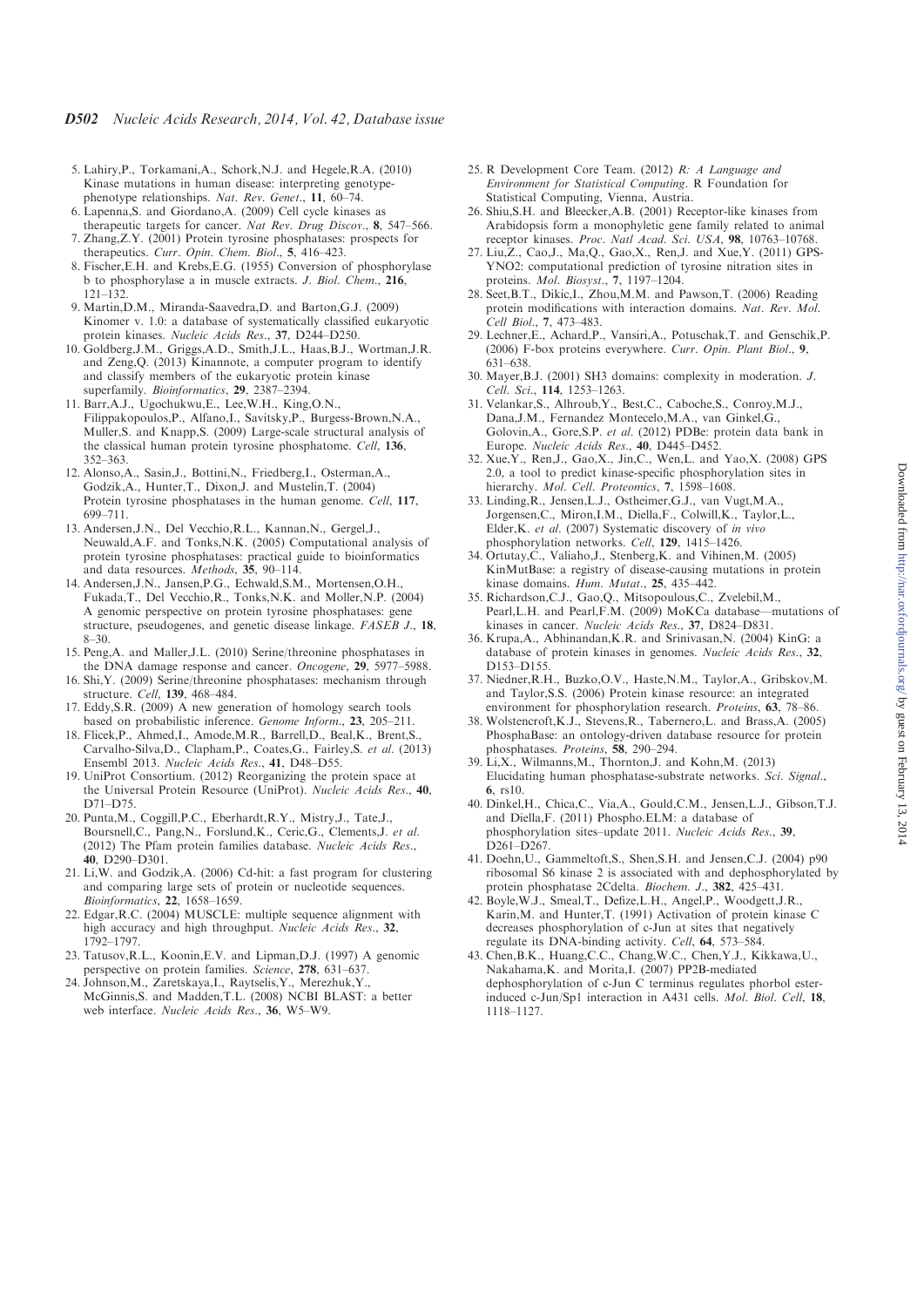5. Lahiry,P., Torkamani,A., Schork,N.J. and Hegele,R.A. (2010) Kinase mutations in human disease: interpreting genotype-phenotype relationships. *Nat. Rev. Genet.*, **11**, 60–74.
6. Lapenna,S. and Giordano,A. (2009) Cell cycle kinases as therapeutic targets for cancer. *Nat Rev. Drug Discov.*, **8**, 547–566.
7. Zhang,Z.Y. (2001) Protein tyrosine phosphatases: prospects for therapeutics. *Curr. Opin. Chem. Biol.*, **5**, 416–423.
8. Fischer,E.H. and Krebs,E.G. (1955) Conversion of phosphorylase b to phosphorylase a in muscle extracts. *J. Biol. Chem.*, **216**, 121–132.
9. Martin,D.M., Miranda-Saavedra,D. and Barton,G.J. (2009) Kinomer v. 1.0: a database of systematically classified eukaryotic protein kinases. *Nucleic Acids Res.*, **37**, D244–D250.
10. Goldberg,J.M., Griggs,A.D., Smith,J.L., Haas,B.J., Wortman,J.R. and Zeng,Q. (2013) Kinannote, a computer program to identify and classify members of the eukaryotic protein kinase superfamily. *Bioinformatics*, **29**, 2387–2394.
11. Barr,A.J., Ugochukwu,E., Lee,W.H., King,O.N., Filippakopoulos,P., Alfano,I., Savitsky,P., Burgess-Brown,N.A., Muller,S. and Knapp,S. (2009) Large-scale structural analysis of the classical human protein tyrosine phosphatome. *Cell*, **136**, 352–363.
12. Alonso,A., Sasin,J., Bottini,N., Friedberg,I., Osterman,A., Godzik,A., Hunter,T., Dixon,J. and Mustelin,T. (2004) Protein tyrosine phosphatases in the human genome. *Cell*, **117**, 699–711.
13. Andersen,J.N., Del Vecchio,R.L., Kannan,N., Gergel,J., Neuwald,A.F. and Tonks,N.K. (2005) Computational analysis of protein tyrosine phosphatases: practical guide to bioinformatics and data resources. *Methods*, **35**, 90–114.
14. Andersen,J.N., Jansen,P.G., Echwald,S.M., Mortensen,O.H., Fukada,T., Del Vecchio,R., Tonks,N.K. and Moller,N.P. (2004) A genomic perspective on protein tyrosine phosphatases: gene structure, pseudogenes, and genetic disease linkage. *FASEB J.*, **18**, 8–30.
15. Peng,A. and Maller,J.L. (2010) Serine/threonine phosphatases in the DNA damage response and cancer. *Oncogene*, **29**, 5977–5988.
16. Shi,Y. (2009) Serine/threonine phosphatases: mechanism through structure. *Cell*, **139**, 468–484.
17. Eddy,S.R. (2009) A new generation of homology search tools based on probabilistic inference. *Genome Inform.*, **23**, 205–211.
18. Flicek,P., Ahmed,I., Amode,M.R., Barrell,D., Beal,K., Brent,S., Carvalho-Silva,D., Clapham,P., Coates,G., Fairley,S. *et al.* (2013) Ensembl 2013. *Nucleic Acids Res.*, **41**, D48–D55.
19. UniProt Consortium. (2012) Reorganizing the protein space at the Universal Protein Resource (UniProt). *Nucleic Acids Res.*, **40**, D71–D75.
20. Punta,M., Coggill,P.C., Eberhardt,R.Y., Mistry,J., Tate,J., Boursnell,C., Pang,N., Forslund,K., Ceric,G., Clements,J. *et al.* (2012) The Pfam protein families database. *Nucleic Acids Res.*, **40**, D290–D301.
21. Li,W. and Godzik,A. (2006) Cd-hit: a fast program for clustering and comparing large sets of protein or nucleotide sequences. *Bioinformatics*, **22**, 1658–1659.
22. Edgar,R.C. (2004) MUSCLE: multiple sequence alignment with high accuracy and high throughput. *Nucleic Acids Res.*, **32**, 1792–1797.
23. Tatusov,R.L., Koonin,E.V. and Lipman,D.J. (1997) A genomic perspective on protein families. *Science*, **278**, 631–637.
24. Johnson,M., Zaretskaya,I., Raytselis,Y., Merezhuk,Y., McGinnis,S. and Madden,T.L. (2008) NCBI BLAST: a better web interface. *Nucleic Acids Res.*, **36**, W5–W9.
25. R Development Core Team. (2012) *R: A Language and Environment for Statistical Computing*. R Foundation for Statistical Computing, Vienna, Austria.
26. Shiu,S.H. and Bleecker,A.B. (2001) Receptor-like kinases from Arabidopsis form a monophyletic gene family related to animal receptor kinases. *Proc. Natl Acad. Sci. USA*, **98**, 10763–10768.
27. Liu,Z., Cao,J., Ma,Q., Gao,X., Ren,J. and Xue,Y. (2011) GPS-YNO2: computational prediction of tyrosine nitration sites in proteins. *Mol. Biosyst.*, **7**, 1197–1204.
28. Seet,B.T., Dikic,I., Zhou,M.M. and Pawson,T. (2006) Reading protein modifications with interaction domains. *Nat. Rev. Mol. Cell Biol.*, **7**, 473–483.
29. Lechner,E., Achard,P., Vansiri,A., Potuschak,T. and Genschik,P. (2006) F-box proteins everywhere. *Curr. Opin. Plant Biol.*, **9**, 631–638.
30. Mayer,B.J. (2001) SH3 domains: complexity in moderation. *J. Cell. Sci.*, **114**, 1253–1263.
31. Velankar,S., Alhroub,Y., Best,C., Caboche,S., Conroy,M.J., Dana,J.M., Fernandez Montecelo,M.A., van Ginkel,G., Golovin,A., Gore,S.P. *et al.* (2012) PDBe: protein data bank in Europe. *Nucleic Acids Res.*, **40**, D445–D452.
32. Xue,Y., Ren,J., Gao,X., Jin,C., Wen,L. and Yao,X. (2008) GPS 2.0, a tool to predict kinase-specific phosphorylation sites in hierarchy. *Mol. Cell. Proteomics*, **7**, 1598–1608.
33. Linding,R., Jensen,L.J., Ostheimer,G.J., van Vugt,M.A., Jorgensen,C., Miron,I.M., Diella,F., Colwill,K., Taylor,L., Elder,K. *et al.* (2007) Systematic discovery of *in vivo* phosphorylation networks. *Cell*, **129**, 1415–1426.
34. Ortutay,C., Valiaho,J., Stenberg,K. and Vihinen,M. (2005) KinMutBase: a registry of disease-causing mutations in protein kinase domains. *Hum. Mutat.*, **25**, 435–442.
35. Richardson,C.J., Gao,Q., Mitsopoulous,C., Zvelebil,M., Pearl,L.H. and Pearl,F.M. (2009) MoKCa database—mutations of kinases in cancer. *Nucleic Acids Res.*, **37**, D824–D831.
36. Krupa,A., Abhinandan,K.R. and Srinivasan,N. (2004) KinG: a database of protein kinases in genomes. *Nucleic Acids Res.*, **32**, D153–D155.
37. Niedner,R.H., Buzko,O.V., Haste,N.M., Taylor,A., Gribskov,M. and Taylor,S.S. (2006) Protein kinase resource: an integrated environment for phosphorylation research. *Proteins*, **63**, 78–86.
38. Wolstencroft,K.J., Stevens,R., Tabernero,L. and Brass,A. (2005) PhosphaBase: an ontology-driven database resource for protein phosphatases. *Proteins*, **58**, 290–294.
39. Li,X., Wilmanns,M., Thornton,J. and Kohn,M. (2013) Elucidating human phosphatase-substrate networks. *Sci. Signal.*, **6**, rs10.
40. Dinkel,H., Chica,C., Via,A., Gould,C.M., Jensen,L.J., Gibson,T.J. and Diella,F. (2011) Phospho.ELM: a database of phosphorylation sites–update 2011. *Nucleic Acids Res.*, **39**, D261–D267.
41. Doehn,U., Gammeltoft,S., Shen,S.H. and Jensen,C.J. (2004) p90 ribosomal S6 kinase 2 is associated with and dephosphorylated by protein phosphatase 2Cdelta. *Biochem. J.*, **382**, 425–431.
42. Boyle,W.J., Smeal,T., Defize,L.H., Angel,P., Woodgett,J.R., Karin,M. and Hunter,T. (1991) Activation of protein kinase C decreases phosphorylation of c-Jun at sites that negatively regulate its DNA-binding activity. *Cell*, **64**, 573–584.
43. Chen,B.K., Huang,C.C., Chang,W.C., Chen,Y.J., Kikkawa,U., Nakahama,K. and Morita,I. (2007) PP2B-mediated dephosphorylation of c-Jun C terminus regulates phorbol ester-induced c-Jun/Sp1 interaction in A431 cells. *Mol. Biol. Cell*, **18**, 1118–1127.